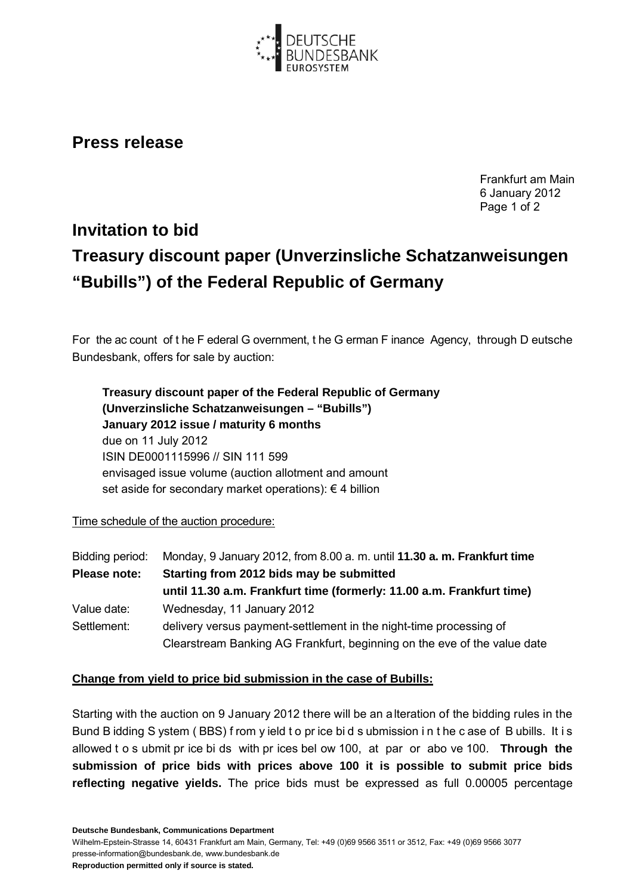# Press release

Frankfurt am Main
6 January 2012

## Invitation to bid

## Treasury discount paper (Unverzinsliche Schatzanweisungen "Bubills") of the Federal Republic of Germany

For the account of the Federal Government, the German Finance Agency, through Deutsche Bundesbank, offers for sale by auction:

> **Treasury discount paper of the Federal Republic of Germany**
> **(Unverzinsliche Schatzanweisungen – "Bubills")**
> **January 2012 issue / maturity 6 months**
> due on 11 July 2012
> ISIN DE0001115996 // SIN 111 599
> envisaged issue volume (auction allotment and amount set aside for secondary market operations): € 4 billion

Time schedule of the auction procedure:

| | |
|---|---|
| Bidding period: | Monday, 9 January 2012, from 8.00 a. m. until **11.30 a. m. Frankfurt time** |
| **Please note:** | **Starting from 2012 bids may be submitted until 11.30 a.m. Frankfurt time (formerly: 11.00 a.m. Frankfurt time)** |
| Value date: | Wednesday, 11 January 2012 |
| Settlement: | delivery versus payment-settlement in the night-time processing of Clearstream Banking AG Frankfurt, beginning on the eve of the value date |

**Change from yield to price bid submission in the case of Bubills:**

Starting with the auction on 9 January 2012 there will be an alteration of the bidding rules in the Bund Bidding System (BBS) from yield to price bid submission in the case of Bubills. It is allowed to submit price bids with prices below 100, at par or above 100. **Through the submission of price bids with prices above 100 it is possible to submit price bids reflecting negative yields.** The price bids must be expressed as full 0.00005 percentage

**Deutsche Bundesbank, Communications Department**
Wilhelm-Epstein-Strasse 14, 60431 Frankfurt am Main, Germany, Tel: +49 (0)69 9566 3511 or 3512, Fax: +49 (0)69 9566 3077
presse-information@bundesbank.de, www.bundesbank.de
**Reproduction permitted only if source is stated.**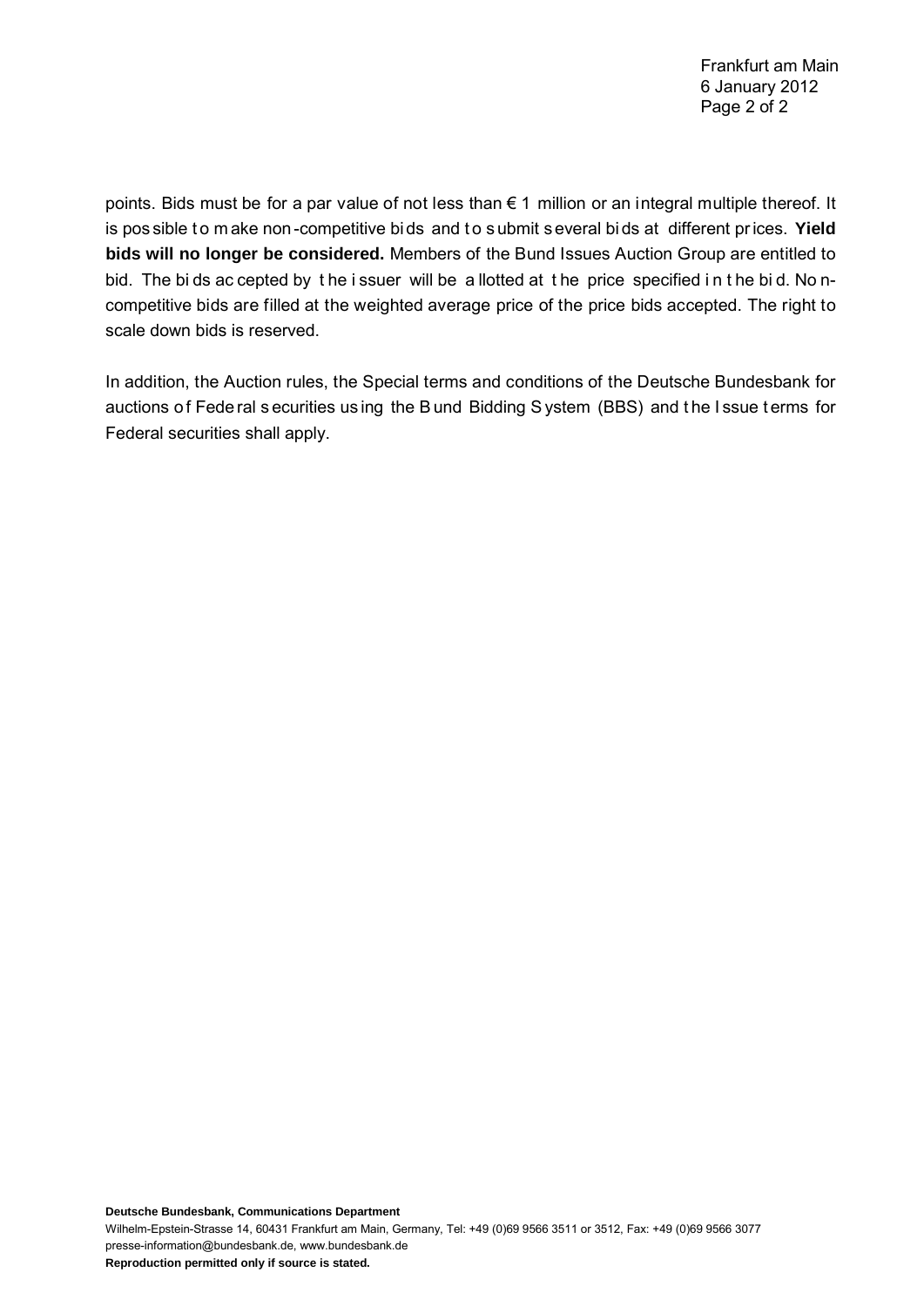points. Bids must be for a par value of not less than € 1 million or an integral multiple thereof. It is possible to make non-competitive bids and to submit several bids at different prices. **Yield bids will no longer be considered.** Members of the Bund Issues Auction Group are entitled to bid. The bids accepted by the issuer will be allotted at the price specified in the bid. Non-competitive bids are filled at the weighted average price of the price bids accepted. The right to scale down bids is reserved.

In addition, the Auction rules, the Special terms and conditions of the Deutsche Bundesbank for auctions of Federal securities using the Bund Bidding System (BBS) and the Issue terms for Federal securities shall apply.

**Deutsche Bundesbank, Communications Department**
Wilhelm-Epstein-Strasse 14, 60431 Frankfurt am Main, Germany, Tel: +49 (0)69 9566 3511 or 3512, Fax: +49 (0)69 9566 3077
presse-information@bundesbank.de, www.bundesbank.de
**Reproduction permitted only if source is stated.**